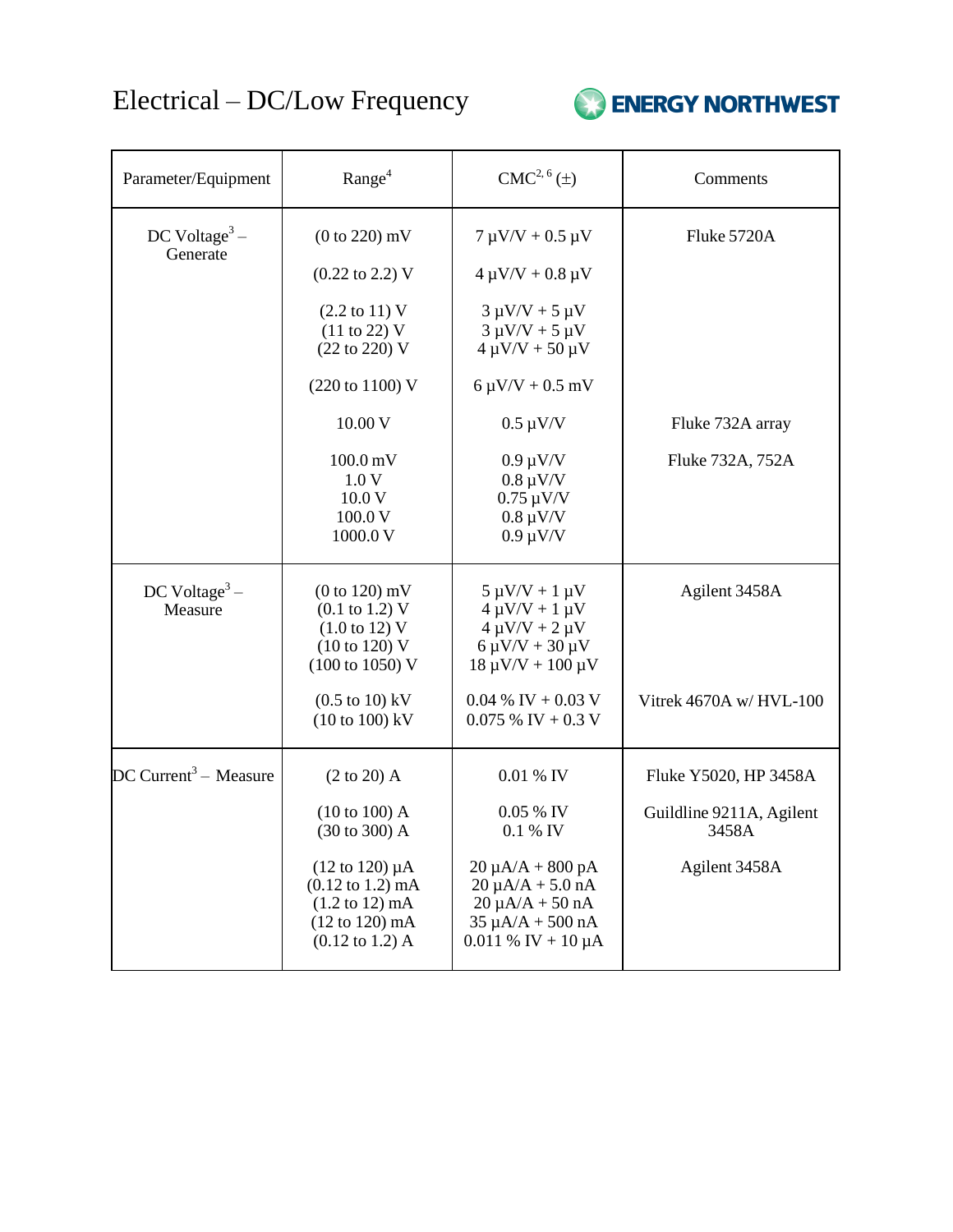# Electrical – DC/Low Frequency

ENERGY NORTHWEST

| Parameter/Equipment | Range[4] | CMC[2, 6] (±) | Comments |
|---|---|---|---|
| DC Voltage[3] – Generate | (0 to 220) mV | 7 µV/V + 0.5 µV | Fluke 5720A |
| | (0.22 to 2.2) V | 4 µV/V + 0.8 µV | |
| | (2.2 to 11) V<br>(11 to 22) V<br>(22 to 220) V | 3 µV/V + 5 µV<br>3 µV/V + 5 µV<br>4 µV/V + 50 µV | |
| | (220 to 1100) V | 6 µV/V + 0.5 mV | |
| | 10.00 V | 0.5 µV/V | Fluke 732A array |
| | 100.0 mV<br>1.0 V<br>10.0 V<br>100.0 V<br>1000.0 V | 0.9 µV/V<br>0.8 µV/V<br>0.75 µV/V<br>0.8 µV/V<br>0.9 µV/V | Fluke 732A, 752A |
| DC Voltage[3] – Measure | (0 to 120) mV<br>(0.1 to 1.2) V<br>(1.0 to 12) V<br>(10 to 120) V<br>(100 to 1050) V | 5 µV/V + 1 µV<br>4 µV/V + 1 µV<br>4 µV/V + 2 µV<br>6 µV/V + 30 µV<br>18 µV/V + 100 µV | Agilent 3458A |
| | (0.5 to 10) kV<br>(10 to 100) kV | 0.04 % IV + 0.03 V<br>0.075 % IV + 0.3 V | Vitrek 4670A w/ HVL-100 |
| DC Current[3] – Measure | (2 to 20) A | 0.01 % IV | Fluke Y5020, HP 3458A |
| | (10 to 100) A<br>(30 to 300) A | 0.05 % IV<br>0.1 % IV | Guildline 9211A, Agilent 3458A |
| | (12 to 120) µA<br>(0.12 to 1.2) mA<br>(1.2 to 12) mA<br>(12 to 120) mA<br>(0.12 to 1.2) A | 20 µA/A + 800 pA<br>20 µA/A + 5.0 nA<br>20 µA/A + 50 nA<br>35 µA/A + 500 nA<br>0.011 % IV + 10 µA | Agilent 3458A |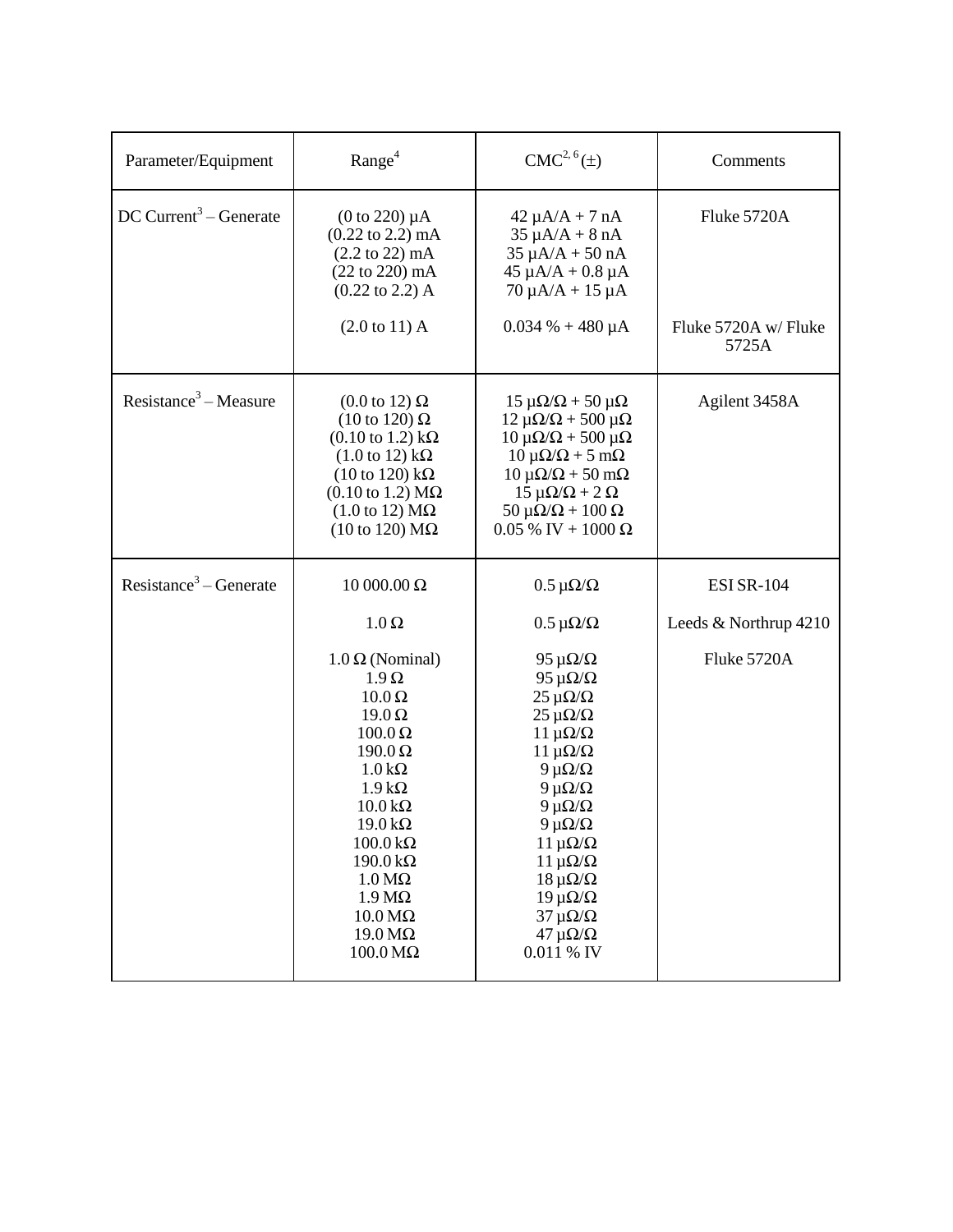| Parameter/Equipment | Range[4] | CMC[2, 6] (±) | Comments |
|---|---|---|---|
| DC Current[3] – Generate | (0 to 220) µA<br>(0.22 to 2.2) mA<br>(2.2 to 22) mA<br>(22 to 220) mA<br>(0.22 to 2.2) A | 42 µA/A + 7 nA<br>35 µA/A + 8 nA<br>35 µA/A + 50 nA<br>45 µA/A + 0.8 µA<br>70 µA/A + 15 µA | Fluke 5720A |
| | (2.0 to 11) A | 0.034 % + 480 µA | Fluke 5720A w/ Fluke 5725A |
| Resistance[3] – Measure | (0.0 to 12) Ω<br>(10 to 120) Ω<br>(0.10 to 1.2) kΩ<br>(1.0 to 12) kΩ<br>(10 to 120) kΩ<br>(0.10 to 1.2) MΩ<br>(1.0 to 12) MΩ<br>(10 to 120) MΩ | 15 µΩ/Ω + 50 µΩ<br>12 µΩ/Ω + 500 µΩ<br>10 µΩ/Ω + 500 µΩ<br>10 µΩ/Ω + 5 mΩ<br>10 µΩ/Ω + 50 mΩ<br>15 µΩ/Ω + 2 Ω<br>50 µΩ/Ω + 100 Ω<br>0.05 % IV + 1000 Ω | Agilent 3458A |
| Resistance[3] – Generate | 10 000.00 Ω | 0.5 µΩ/Ω | ESI SR-104 |
| | 1.0 Ω | 0.5 µΩ/Ω | Leeds & Northrup 4210 |
| | 1.0 Ω (Nominal)<br>1.9 Ω<br>10.0 Ω<br>19.0 Ω<br>100.0 Ω<br>190.0 Ω<br>1.0 kΩ<br>1.9 kΩ<br>10.0 kΩ<br>19.0 kΩ<br>100.0 kΩ<br>190.0 kΩ<br>1.0 MΩ<br>1.9 MΩ<br>10.0 MΩ<br>19.0 MΩ<br>100.0 MΩ | 95 µΩ/Ω<br>95 µΩ/Ω<br>25 µΩ/Ω<br>25 µΩ/Ω<br>11 µΩ/Ω<br>11 µΩ/Ω<br>9 µΩ/Ω<br>9 µΩ/Ω<br>9 µΩ/Ω<br>9 µΩ/Ω<br>11 µΩ/Ω<br>11 µΩ/Ω<br>18 µΩ/Ω<br>19 µΩ/Ω<br>37 µΩ/Ω<br>47 µΩ/Ω<br>0.011 % IV | Fluke 5720A |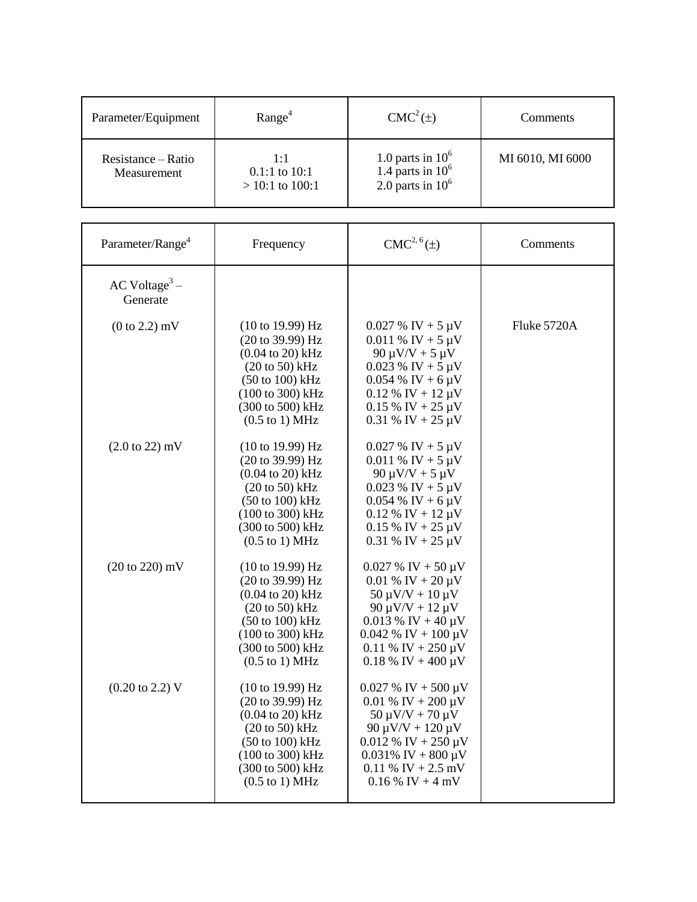| Parameter/Equipment | Range[4] | CMC[2] (±) | Comments |
|---|---|---|---|
| Resistance – Ratio Measurement | 1:1<br>0.1:1 to 10:1<br>> 10:1 to 100:1 | 1.0 parts in $10^6$<br>1.4 parts in $10^6$<br>2.0 parts in $10^6$ | MI 6010, MI 6000 |

| Parameter/Range[4] | Frequency | CMC[2, 6] (±) | Comments |
|---|---|---|---|
| AC Voltage[3] – Generate | | | |
| (0 to 2.2) mV | (10 to 19.99) Hz<br>(20 to 39.99) Hz<br>(0.04 to 20) kHz<br>(20 to 50) kHz<br>(50 to 100) kHz<br>(100 to 300) kHz<br>(300 to 500) kHz<br>(0.5 to 1) MHz | 0.027 % IV + 5 µV<br>0.011 % IV + 5 µV<br>90 µV/V + 5 µV<br>0.023 % IV + 5 µV<br>0.054 % IV + 6 µV<br>0.12 % IV + 12 µV<br>0.15 % IV + 25 µV<br>0.31 % IV + 25 µV | Fluke 5720A |
| (2.0 to 22) mV | (10 to 19.99) Hz<br>(20 to 39.99) Hz<br>(0.04 to 20) kHz<br>(20 to 50) kHz<br>(50 to 100) kHz<br>(100 to 300) kHz<br>(300 to 500) kHz<br>(0.5 to 1) MHz | 0.027 % IV + 5 µV<br>0.011 % IV + 5 µV<br>90 µV/V + 5 µV<br>0.023 % IV + 5 µV<br>0.054 % IV + 6 µV<br>0.12 % IV + 12 µV<br>0.15 % IV + 25 µV<br>0.31 % IV + 25 µV | |
| (20 to 220) mV | (10 to 19.99) Hz<br>(20 to 39.99) Hz<br>(0.04 to 20) kHz<br>(20 to 50) kHz<br>(50 to 100) kHz<br>(100 to 300) kHz<br>(300 to 500) kHz<br>(0.5 to 1) MHz | 0.027 % IV + 50 µV<br>0.01 % IV + 20 µV<br>50 µV/V + 10 µV<br>90 µV/V + 12 µV<br>0.013 % IV + 40 µV<br>0.042 % IV + 100 µV<br>0.11 % IV + 250 µV<br>0.18 % IV + 400 µV | |
| (0.20 to 2.2) V | (10 to 19.99) Hz<br>(20 to 39.99) Hz<br>(0.04 to 20) kHz<br>(20 to 50) kHz<br>(50 to 100) kHz<br>(100 to 300) kHz<br>(300 to 500) kHz<br>(0.5 to 1) MHz | 0.027 % IV + 500 µV<br>0.01 % IV + 200 µV<br>50 µV/V + 70 µV<br>90 µV/V + 120 µV<br>0.012 % IV + 250 µV<br>0.031% IV + 800 µV<br>0.11 % IV + 2.5 mV<br>0.16 % IV + 4 mV | |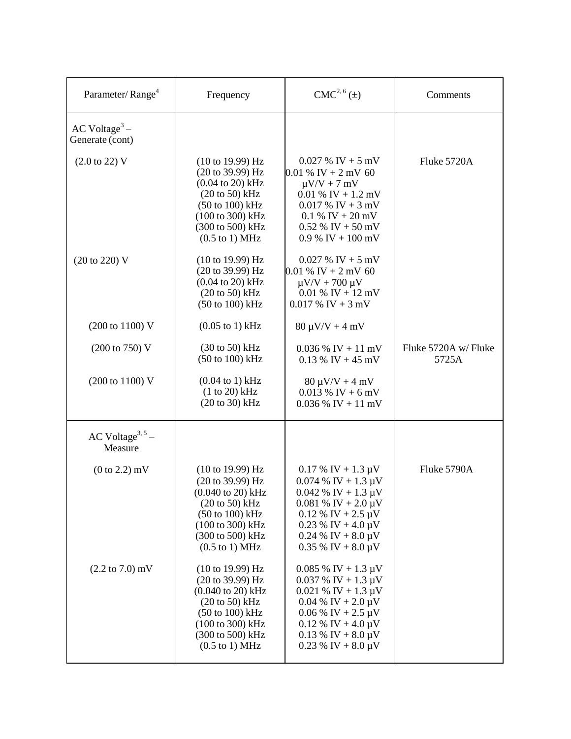| Parameter/ Range[4] | Frequency | CMC[2, 6] (±) | Comments |
|---|---|---|---|
| AC Voltage[3] – Generate (cont) | | | |
| (2.0 to 22) V | (10 to 19.99) Hz<br>(20 to 39.99) Hz<br>(0.04 to 20) kHz<br>(20 to 50) kHz<br>(50 to 100) kHz<br>(100 to 300) kHz<br>(300 to 500) kHz<br>(0.5 to 1) MHz | 0.027 % IV + 5 mV<br>0.01 % IV + 2 mV<br>60 µV/V + 7 mV<br>0.01 % IV + 1.2 mV<br>0.017 % IV + 3 mV<br>0.1 % IV + 20 mV<br>0.52 % IV + 50 mV<br>0.9 % IV + 100 mV | Fluke 5720A |
| (20 to 220) V | (10 to 19.99) Hz<br>(20 to 39.99) Hz<br>(0.04 to 20) kHz<br>(20 to 50) kHz<br>(50 to 100) kHz | 0.027 % IV + 5 mV<br>0.01 % IV + 2 mV<br>60 µV/V + 700 µV<br>0.01 % IV + 12 mV<br>0.017 % IV + 3 mV | |
| (200 to 1100) V | (0.05 to 1) kHz | 80 µV/V + 4 mV | |
| (200 to 750) V | (30 to 50) kHz<br>(50 to 100) kHz | 0.036 % IV + 11 mV<br>0.13 % IV + 45 mV | Fluke 5720A w/ Fluke 5725A |
| (200 to 1100) V | (0.04 to 1) kHz<br>(1 to 20) kHz<br>(20 to 30) kHz | 80 µV/V + 4 mV<br>0.013 % IV + 6 mV<br>0.036 % IV + 11 mV | |
| AC Voltage[3, 5] – Measure | | | |
| (0 to 2.2) mV | (10 to 19.99) Hz<br>(20 to 39.99) Hz<br>(0.040 to 20) kHz<br>(20 to 50) kHz<br>(50 to 100) kHz<br>(100 to 300) kHz<br>(300 to 500) kHz<br>(0.5 to 1) MHz | 0.17 % IV + 1.3 µV<br>0.074 % IV + 1.3 µV<br>0.042 % IV + 1.3 µV<br>0.081 % IV + 2.0 µV<br>0.12 % IV + 2.5 µV<br>0.23 % IV + 4.0 µV<br>0.24 % IV + 8.0 µV<br>0.35 % IV + 8.0 µV | Fluke 5790A |
| (2.2 to 7.0) mV | (10 to 19.99) Hz<br>(20 to 39.99) Hz<br>(0.040 to 20) kHz<br>(20 to 50) kHz<br>(50 to 100) kHz<br>(100 to 300) kHz<br>(300 to 500) kHz<br>(0.5 to 1) MHz | 0.085 % IV + 1.3 µV<br>0.037 % IV + 1.3 µV<br>0.021 % IV + 1.3 µV<br>0.04 % IV + 2.0 µV<br>0.06 % IV + 2.5 µV<br>0.12 % IV + 4.0 µV<br>0.13 % IV + 8.0 µV<br>0.23 % IV + 8.0 µV | |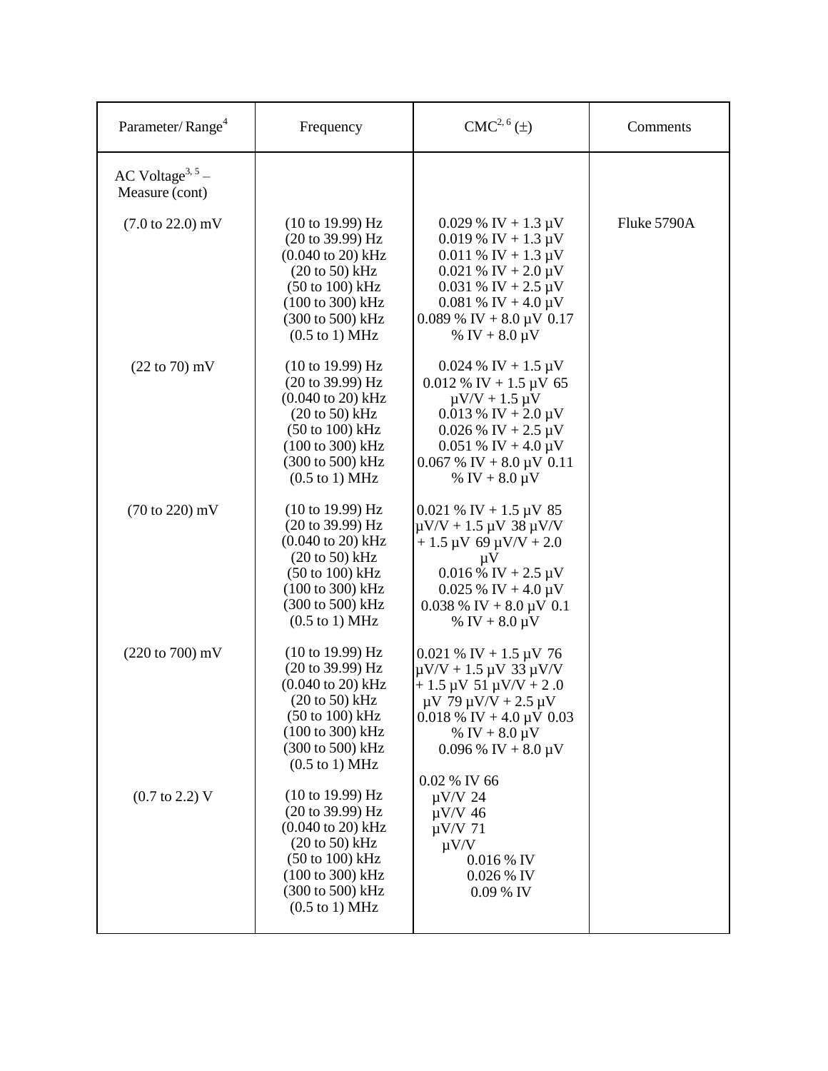| Parameter/ Range[4] | Frequency | CMC[2, 6] (±) | Comments |
|---|---|---|---|
| AC Voltage[3, 5] – Measure (cont) | | | |
| (7.0 to 22.0) mV | (10 to 19.99) Hz | 0.029 % IV + 1.3 µV | Fluke 5790A |
| | (20 to 39.99) Hz | 0.019 % IV + 1.3 µV | |
| | (0.040 to 20) kHz | 0.011 % IV + 1.3 µV | |
| | (20 to 50) kHz | 0.021 % IV + 2.0 µV | |
| | (50 to 100) kHz | 0.031 % IV + 2.5 µV | |
| | (100 to 300) kHz | 0.081 % IV + 4.0 µV | |
| | (300 to 500) kHz | 0.089 % IV + 8.0 µV | |
| | (0.5 to 1) MHz | 0.17 % IV + 8.0 µV | |
| (22 to 70) mV | (10 to 19.99) Hz | 0.024 % IV + 1.5 µV | |
| | (20 to 39.99) Hz | 0.012 % IV + 1.5 µV | |
| | (0.040 to 20) kHz | 65 µV/V + 1.5 µV | |
| | (20 to 50) kHz | 0.013 % IV + 2.0 µV | |
| | (50 to 100) kHz | 0.026 % IV + 2.5 µV | |
| | (100 to 300) kHz | 0.051 % IV + 4.0 µV | |
| | (300 to 500) kHz | 0.067 % IV + 8.0 µV | |
| | (0.5 to 1) MHz | 0.11 % IV + 8.0 µV | |
| (70 to 220) mV | (10 to 19.99) Hz | 0.021 % IV + 1.5 µV | |
| | (20 to 39.99) Hz | 85 µV/V + 1.5 µV | |
| | (0.040 to 20) kHz | 38 µV/V + 1.5 µV | |
| | (20 to 50) kHz | 69 µV/V + 2.0 µV | |
| | (50 to 100) kHz | 0.016 % IV + 2.5 µV | |
| | (100 to 300) kHz | 0.025 % IV + 4.0 µV | |
| | (300 to 500) kHz | 0.038 % IV + 8.0 µV | |
| | (0.5 to 1) MHz | 0.1 % IV + 8.0 µV | |
| (220 to 700) mV | (10 to 19.99) Hz | 0.021 % IV + 1.5 µV | |
| | (20 to 39.99) Hz | 76 µV/V + 1.5 µV | |
| | (0.040 to 20) kHz | 33 µV/V + 1.5 µV | |
| | (20 to 50) kHz | 51 µV/V + 2.0 µV | |
| | (50 to 100) kHz | 79 µV/V + 2.5 µV | |
| | (100 to 300) kHz | 0.018 % IV + 4.0 µV | |
| | (300 to 500) kHz | 0.03 % IV + 8.0 µV | |
| | (0.5 to 1) MHz | 0.096 % IV + 8.0 µV | |
| (0.7 to 2.2) V | (10 to 19.99) Hz | 0.02 % IV | |
| | (20 to 39.99) Hz | 66 µV/V | |
| | (0.040 to 20) kHz | 24 µV/V | |
| | (20 to 50) kHz | 46 µV/V | |
| | (50 to 100) kHz | 71 µV/V | |
| | (100 to 300) kHz | 0.016 % IV | |
| | (300 to 500) kHz | 0.026 % IV | |
| | (0.5 to 1) MHz | 0.09 % IV | |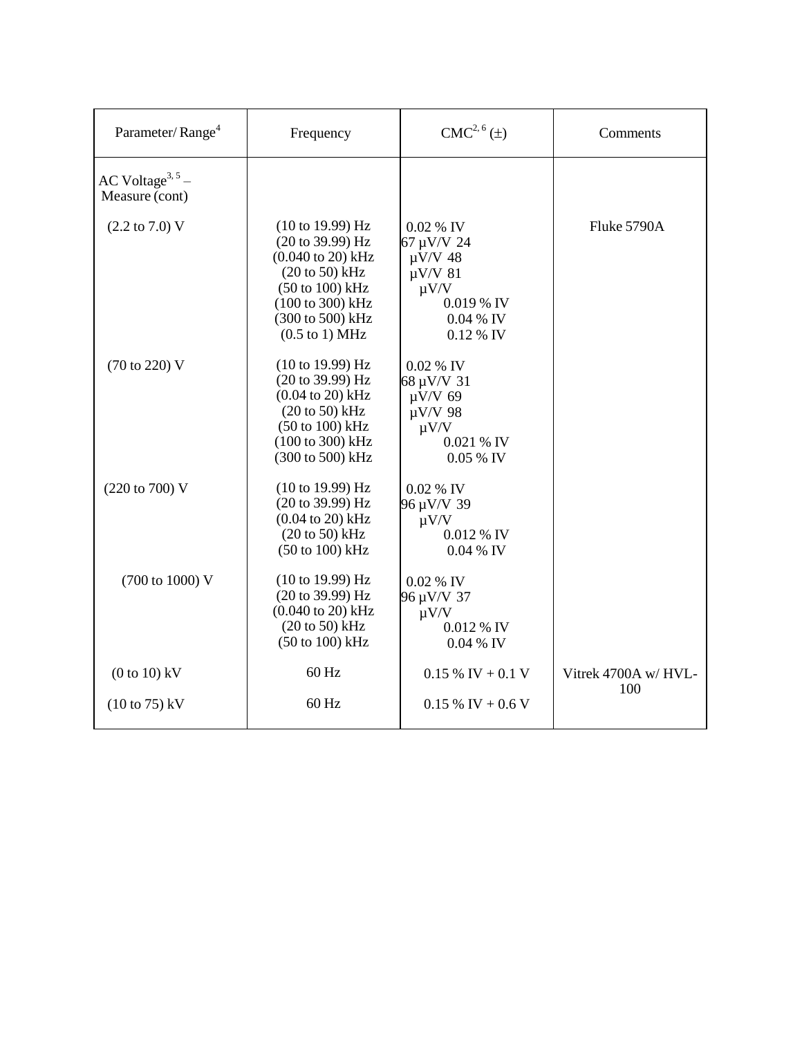| Parameter/ Range[4] | Frequency | CMC[2, 6] (±) | Comments |
|---|---|---|---|
| AC Voltage[3, 5] – Measure (cont) | | | |
| (2.2 to 7.0) V | (10 to 19.99) Hz | 0.02 % IV | Fluke 5790A |
| | (20 to 39.99) Hz | 67 µV/V | |
| | (0.040 to 20) kHz | 24 µV/V | |
| | (20 to 50) kHz | 48 µV/V | |
| | (50 to 100) kHz | 81 µV/V | |
| | (100 to 300) kHz | 0.019 % IV | |
| | (300 to 500) kHz | 0.04 % IV | |
| | (0.5 to 1) MHz | 0.12 % IV | |
| (70 to 220) V | (10 to 19.99) Hz | 0.02 % IV | |
| | (20 to 39.99) Hz | 68 µV/V | |
| | (0.04 to 20) kHz | 31 µV/V | |
| | (20 to 50) kHz | 69 µV/V | |
| | (50 to 100) kHz | 98 µV/V | |
| | (100 to 300) kHz | 0.021 % IV | |
| | (300 to 500) kHz | 0.05 % IV | |
| (220 to 700) V | (10 to 19.99) Hz | 0.02 % IV | |
| | (20 to 39.99) Hz | 96 µV/V | |
| | (0.04 to 20) kHz | 39 µV/V | |
| | (20 to 50) kHz | 0.012 % IV | |
| | (50 to 100) kHz | 0.04 % IV | |
| (700 to 1000) V | (10 to 19.99) Hz | 0.02 % IV | |
| | (20 to 39.99) Hz | 96 µV/V | |
| | (0.040 to 20) kHz | 37 µV/V | |
| | (20 to 50) kHz | 0.012 % IV | |
| | (50 to 100) kHz | 0.04 % IV | |
| (0 to 10) kV | 60 Hz | 0.15 % IV + 0.1 V | Vitrek 4700A w/ HVL-100 |
| (10 to 75) kV | 60 Hz | 0.15 % IV + 0.6 V | |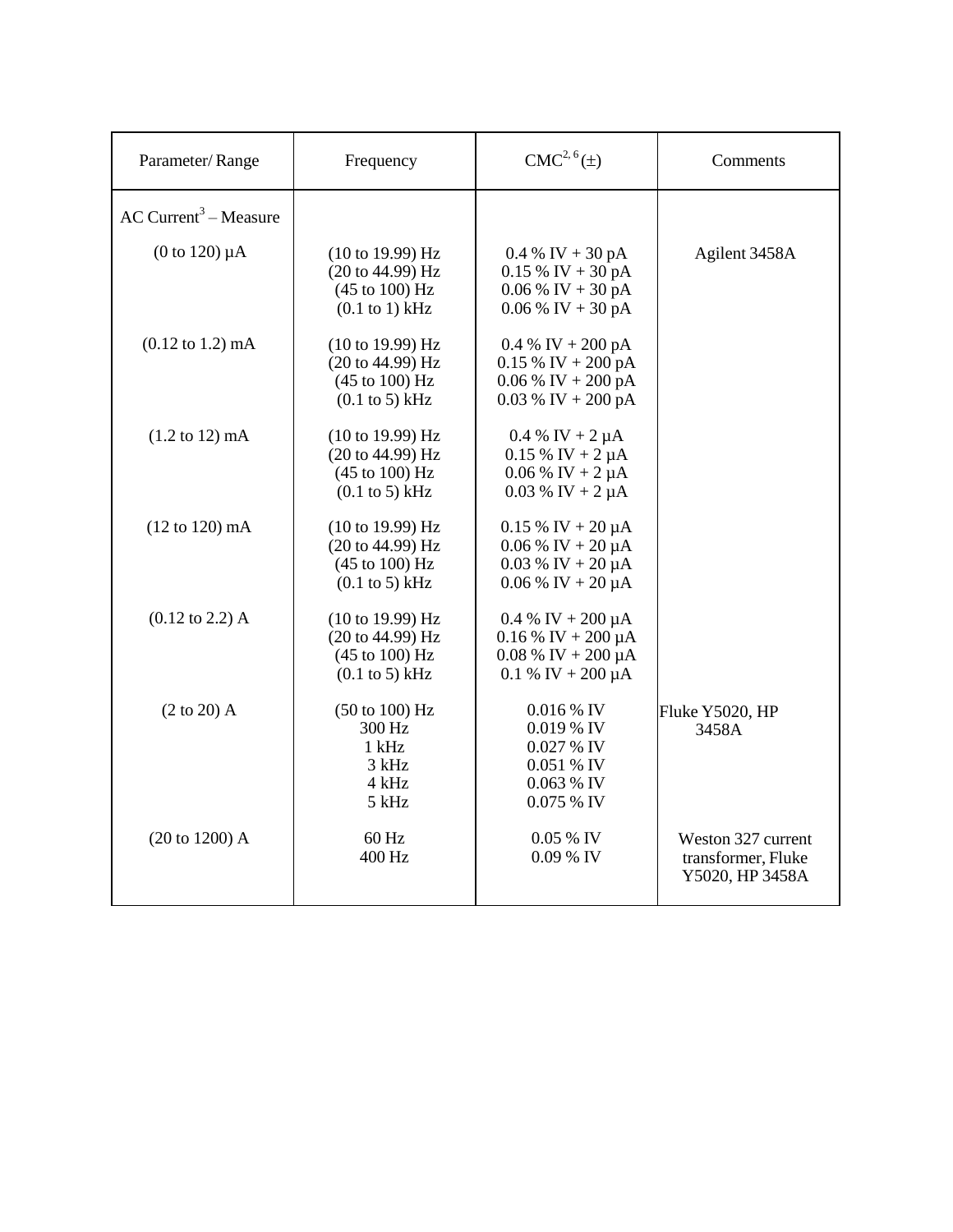| Parameter/ Range | Frequency | CMC[2, 6] (±) | Comments |
|---|---|---|---|
| AC Current[3] – Measure | | | |
| (0 to 120) µA | (10 to 19.99) Hz<br>(20 to 44.99) Hz<br>(45 to 100) Hz<br>(0.1 to 1) kHz | 0.4 % IV + 30 pA<br>0.15 % IV + 30 pA<br>0.06 % IV + 30 pA<br>0.06 % IV + 30 pA | Agilent 3458A |
| (0.12 to 1.2) mA | (10 to 19.99) Hz<br>(20 to 44.99) Hz<br>(45 to 100) Hz<br>(0.1 to 5) kHz | 0.4 % IV + 200 pA<br>0.15 % IV + 200 pA<br>0.06 % IV + 200 pA<br>0.03 % IV + 200 pA | |
| (1.2 to 12) mA | (10 to 19.99) Hz<br>(20 to 44.99) Hz<br>(45 to 100) Hz<br>(0.1 to 5) kHz | 0.4 % IV + 2 µA<br>0.15 % IV + 2 µA<br>0.06 % IV + 2 µA<br>0.03 % IV + 2 µA | |
| (12 to 120) mA | (10 to 19.99) Hz<br>(20 to 44.99) Hz<br>(45 to 100) Hz<br>(0.1 to 5) kHz | 0.15 % IV + 20 µA<br>0.06 % IV + 20 µA<br>0.03 % IV + 20 µA<br>0.06 % IV + 20 µA | |
| (0.12 to 2.2) A | (10 to 19.99) Hz<br>(20 to 44.99) Hz<br>(45 to 100) Hz<br>(0.1 to 5) kHz | 0.4 % IV + 200 µA<br>0.16 % IV + 200 µA<br>0.08 % IV + 200 µA<br>0.1 % IV + 200 µA | |
| (2 to 20) A | (50 to 100) Hz<br>300 Hz<br>1 kHz<br>3 kHz<br>4 kHz<br>5 kHz | 0.016 % IV<br>0.019 % IV<br>0.027 % IV<br>0.051 % IV<br>0.063 % IV<br>0.075 % IV | Fluke Y5020, HP 3458A |
| (20 to 1200) A | 60 Hz<br>400 Hz | 0.05 % IV<br>0.09 % IV | Weston 327 current transformer, Fluke Y5020, HP 3458A |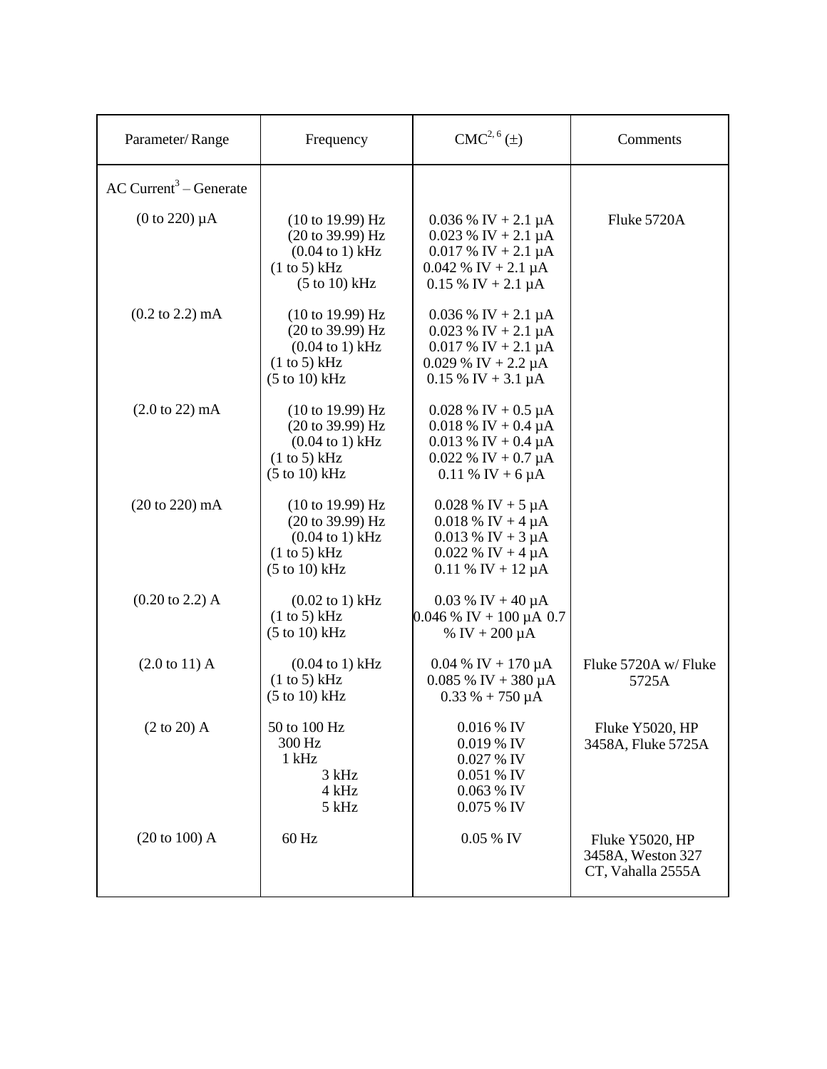| Parameter/ Range | Frequency | CMC[2, 6] (±) | Comments |
|---|---|---|---|
| AC Current[3] – Generate | | | |
| (0 to 220) µA | (10 to 19.99) Hz<br>(20 to 39.99) Hz<br>(0.04 to 1) kHz<br>(1 to 5) kHz<br>(5 to 10) kHz | 0.036 % IV + 2.1 µA<br>0.023 % IV + 2.1 µA<br>0.017 % IV + 2.1 µA<br>0.042 % IV + 2.1 µA<br>0.15 % IV + 2.1 µA | Fluke 5720A |
| (0.2 to 2.2) mA | (10 to 19.99) Hz<br>(20 to 39.99) Hz<br>(0.04 to 1) kHz<br>(1 to 5) kHz<br>(5 to 10) kHz | 0.036 % IV + 2.1 µA<br>0.023 % IV + 2.1 µA<br>0.017 % IV + 2.1 µA<br>0.029 % IV + 2.2 µA<br>0.15 % IV + 3.1 µA | |
| (2.0 to 22) mA | (10 to 19.99) Hz<br>(20 to 39.99) Hz<br>(0.04 to 1) kHz<br>(1 to 5) kHz<br>(5 to 10) kHz | 0.028 % IV + 0.5 µA<br>0.018 % IV + 0.4 µA<br>0.013 % IV + 0.4 µA<br>0.022 % IV + 0.7 µA<br>0.11 % IV + 6 µA | |
| (20 to 220) mA | (10 to 19.99) Hz<br>(20 to 39.99) Hz<br>(0.04 to 1) kHz<br>(1 to 5) kHz<br>(5 to 10) kHz | 0.028 % IV + 5 µA<br>0.018 % IV + 4 µA<br>0.013 % IV + 3 µA<br>0.022 % IV + 4 µA<br>0.11 % IV + 12 µA | |
| (0.20 to 2.2) A | (0.02 to 1) kHz<br>(1 to 5) kHz<br>(5 to 10) kHz | 0.03 % IV + 40 µA<br>0.046 % IV + 100 µA 0.7 % IV + 200 µA | |
| (2.0 to 11) A | (0.04 to 1) kHz<br>(1 to 5) kHz<br>(5 to 10) kHz | 0.04 % IV + 170 µA<br>0.085 % IV + 380 µA<br>0.33 % + 750 µA | Fluke 5720A w/ Fluke 5725A |
| (2 to 20) A | 50 to 100 Hz<br>300 Hz<br>1 kHz<br>3 kHz<br>4 kHz<br>5 kHz | 0.016 % IV<br>0.019 % IV<br>0.027 % IV<br>0.051 % IV<br>0.063 % IV<br>0.075 % IV | Fluke Y5020, HP 3458A, Fluke 5725A |
| (20 to 100) A | 60 Hz | 0.05 % IV | Fluke Y5020, HP 3458A, Weston 327 CT, Vahalla 2555A |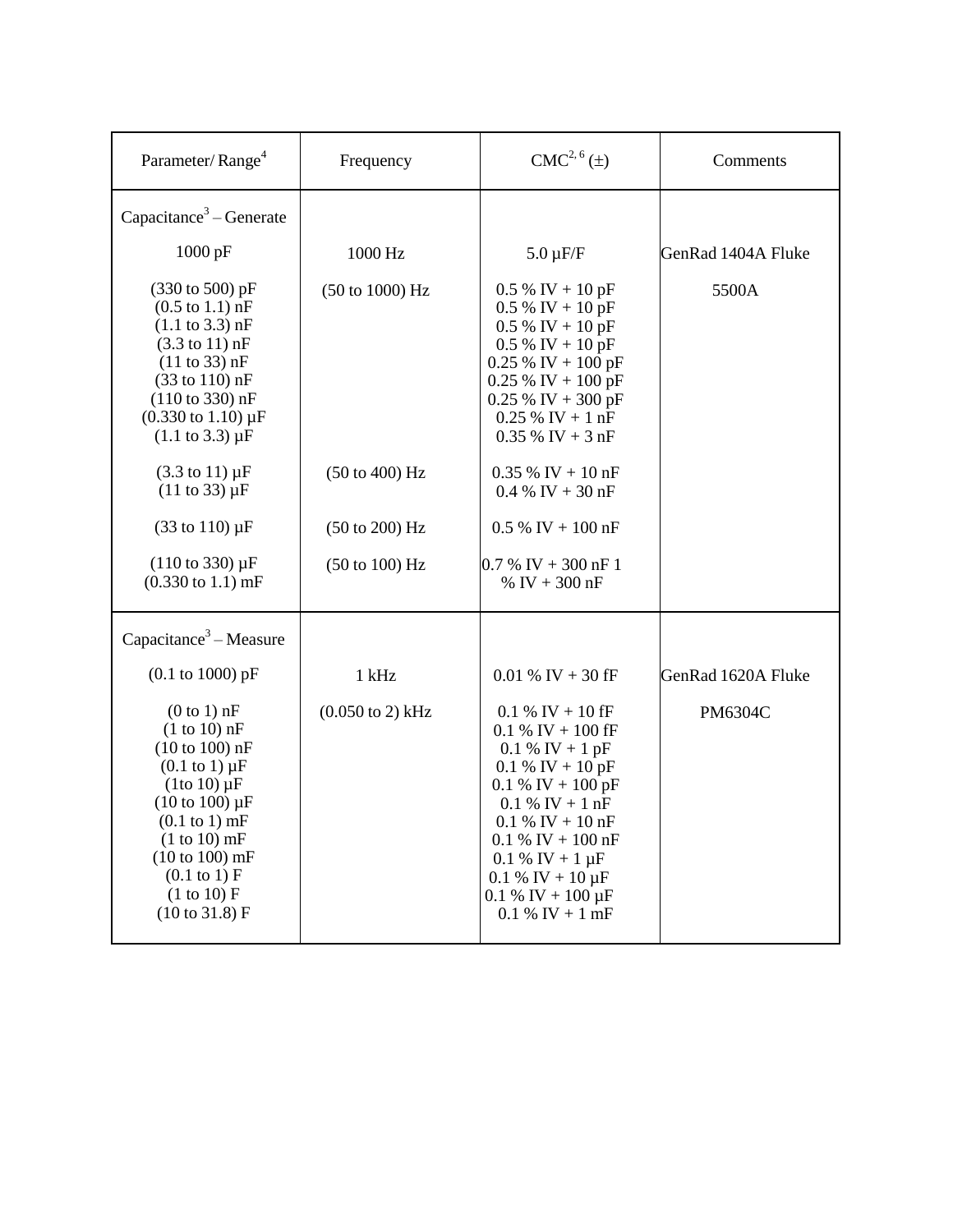| Parameter/ Range[4] | Frequency | CMC[2, 6] (±) | Comments |
|---|---|---|---|
| Capacitance[3] – Generate | | | |
| 1000 pF | 1000 Hz | 5.0 µF/F | GenRad 1404A Fluke 5500A |
| (330 to 500) pF | (50 to 1000) Hz | 0.5 % IV + 10 pF | |
| (0.5 to 1.1) nF | | 0.5 % IV + 10 pF | |
| (1.1 to 3.3) nF | | 0.5 % IV + 10 pF | |
| (3.3 to 11) nF | | 0.5 % IV + 10 pF | |
| (11 to 33) nF | | 0.25 % IV + 100 pF | |
| (33 to 110) nF | | 0.25 % IV + 100 pF | |
| (110 to 330) nF | | 0.25 % IV + 300 pF | |
| (0.330 to 1.10) µF | | 0.25 % IV + 1 nF | |
| (1.1 to 3.3) µF | | 0.35 % IV + 3 nF | |
| (3.3 to 11) µF | (50 to 400) Hz | 0.35 % IV + 10 nF | |
| (11 to 33) µF | | 0.4 % IV + 30 nF | |
| (33 to 110) µF | (50 to 200) Hz | 0.5 % IV + 100 nF | |
| (110 to 330) µF | (50 to 100) Hz | 0.7 % IV + 300 nF | |
| (0.330 to 1.1) mF | | 1 % IV + 300 nF | |
| Capacitance[3] – Measure | | | |
| (0.1 to 1000) pF | 1 kHz | 0.01 % IV + 30 fF | GenRad 1620A Fluke PM6304C |
| (0 to 1) nF | (0.050 to 2) kHz | 0.1 % IV + 10 fF | |
| (1 to 10) nF | | 0.1 % IV + 100 fF | |
| (10 to 100) nF | | 0.1 % IV + 1 pF | |
| (0.1 to 1) µF | | 0.1 % IV + 10 pF | |
| (1to 10) µF | | 0.1 % IV + 100 pF | |
| (10 to 100) µF | | 0.1 % IV + 1 nF | |
| (0.1 to 1) mF | | 0.1 % IV + 10 nF | |
| (1 to 10) mF | | 0.1 % IV + 100 nF | |
| (10 to 100) mF | | 0.1 % IV + 1 µF | |
| (0.1 to 1) F | | 0.1 % IV + 10 µF | |
| (1 to 10) F | | 0.1 % IV + 100 µF | |
| (10 to 31.8) F | | 0.1 % IV + 1 mF | |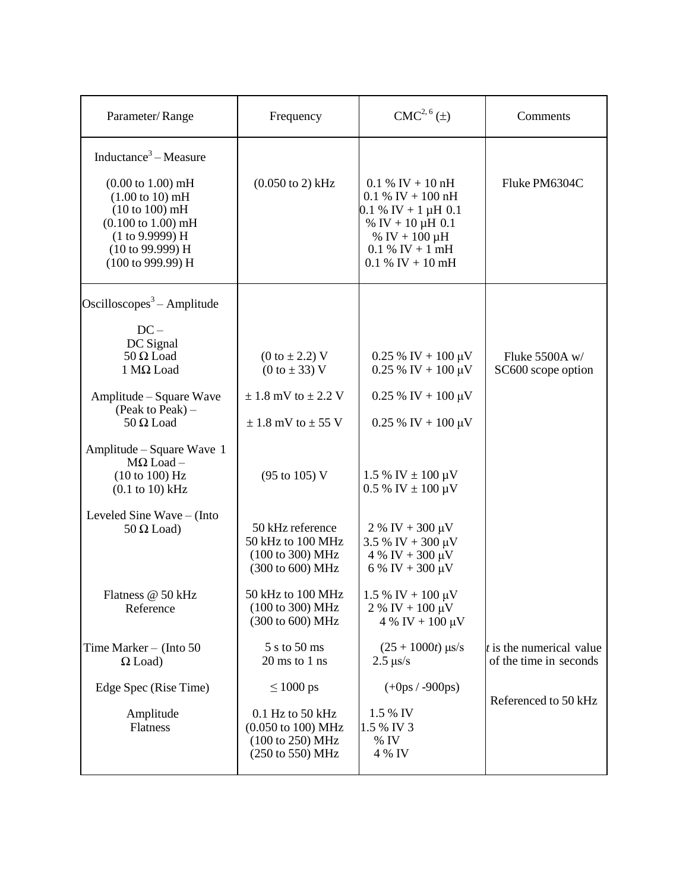| Parameter/ Range | Frequency | CMC[2, 6] (±) | Comments |
|---|---|---|---|
| Inductance[3] – Measure | | | |
| (0.00 to 1.00) mH<br>(1.00 to 10) mH<br>(10 to 100) mH<br>(0.100 to 1.00) mH<br>(1 to 9.9999) H<br>(10 to 99.999) H<br>(100 to 999.99) H | (0.050 to 2) kHz | 0.1 % IV + 10 nH<br>0.1 % IV + 100 nH<br>0.1 % IV + 1 µH 0.1<br>% IV + 10 µH 0.1<br>% IV + 100 µH<br>0.1 % IV + 1 mH<br>0.1 % IV + 10 mH | Fluke PM6304C |
| Oscilloscopes[3] – Amplitude | | | |
| DC –<br>DC Signal<br>50 Ω Load<br>1 MΩ Load | (0 to ± 2.2) V<br>(0 to ± 33) V | 0.25 % IV + 100 µV<br>0.25 % IV + 100 µV | Fluke 5500A w/ SC600 scope option |
| Amplitude – Square Wave (Peak to Peak) –<br>50 Ω Load | ± 1.8 mV to ± 2.2 V<br>± 1.8 mV to ± 55 V | 0.25 % IV + 100 µV<br>0.25 % IV + 100 µV | |
| Amplitude – Square Wave 1 MΩ Load –<br>(10 to 100) Hz<br>(0.1 to 10) kHz | (95 to 105) V | 1.5 % IV ± 100 µV<br>0.5 % IV ± 100 µV | |
| Leveled Sine Wave – (Into 50 Ω Load) | 50 kHz reference<br>50 kHz to 100 MHz<br>(100 to 300) MHz<br>(300 to 600) MHz | 2 % IV + 300 µV<br>3.5 % IV + 300 µV<br>4 % IV + 300 µV<br>6 % IV + 300 µV | |
| Flatness @ 50 kHz Reference | 50 kHz to 100 MHz<br>(100 to 300) MHz<br>(300 to 600) MHz | 1.5 % IV + 100 µV<br>2 % IV + 100 µV<br>4 % IV + 100 µV | |
| Time Marker – (Into 50 Ω Load) | 5 s to 50 ms<br>20 ms to 1 ns | (25 + 1000*t*) µs/s<br>2.5 µs/s | *t* is the numerical value of the time in seconds |
| Edge Spec (Rise Time) | ≤ 1000 ps | (+0ps / -900ps) | |
| Amplitude<br>Flatness | 0.1 Hz to 50 kHz<br>(0.050 to 100) MHz<br>(100 to 250) MHz<br>(250 to 550) MHz | 1.5 % IV<br>1.5 % IV 3<br>% IV<br>4 % IV | Referenced to 50 kHz |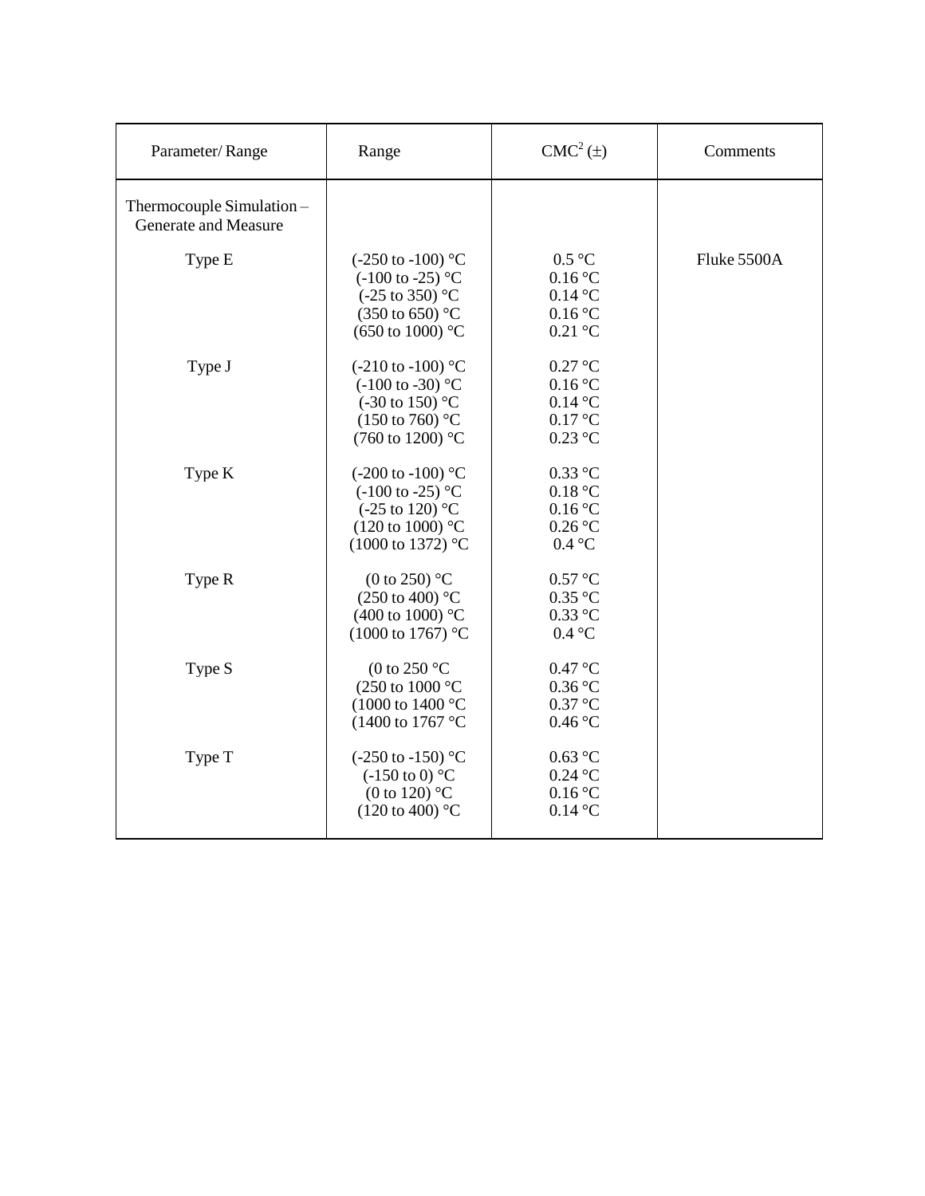| Parameter/ Range | Range | CMC[2] (±) | Comments |
|---|---|---|---|
| Thermocouple Simulation – Generate and Measure | | | |
| Type E | (-250 to -100) °C<br>(-100 to -25) °C<br>(-25 to 350) °C<br>(350 to 650) °C<br>(650 to 1000) °C | 0.5 °C<br>0.16 °C<br>0.14 °C<br>0.16 °C<br>0.21 °C | Fluke 5500A |
| Type J | (-210 to -100) °C<br>(-100 to -30) °C<br>(-30 to 150) °C<br>(150 to 760) °C<br>(760 to 1200) °C | 0.27 °C<br>0.16 °C<br>0.14 °C<br>0.17 °C<br>0.23 °C | |
| Type K | (-200 to -100) °C<br>(-100 to -25) °C<br>(-25 to 120) °C<br>(120 to 1000) °C<br>(1000 to 1372) °C | 0.33 °C<br>0.18 °C<br>0.16 °C<br>0.26 °C<br>0.4 °C | |
| Type R | (0 to 250) °C<br>(250 to 400) °C<br>(400 to 1000) °C<br>(1000 to 1767) °C | 0.57 °C<br>0.35 °C<br>0.33 °C<br>0.4 °C | |
| Type S | (0 to 250 °C<br>(250 to 1000 °C<br>(1000 to 1400 °C<br>(1400 to 1767 °C | 0.47 °C<br>0.36 °C<br>0.37 °C<br>0.46 °C | |
| Type T | (-250 to -150) °C<br>(-150 to 0) °C<br>(0 to 120) °C<br>(120 to 400) °C | 0.63 °C<br>0.24 °C<br>0.16 °C<br>0.14 °C | |